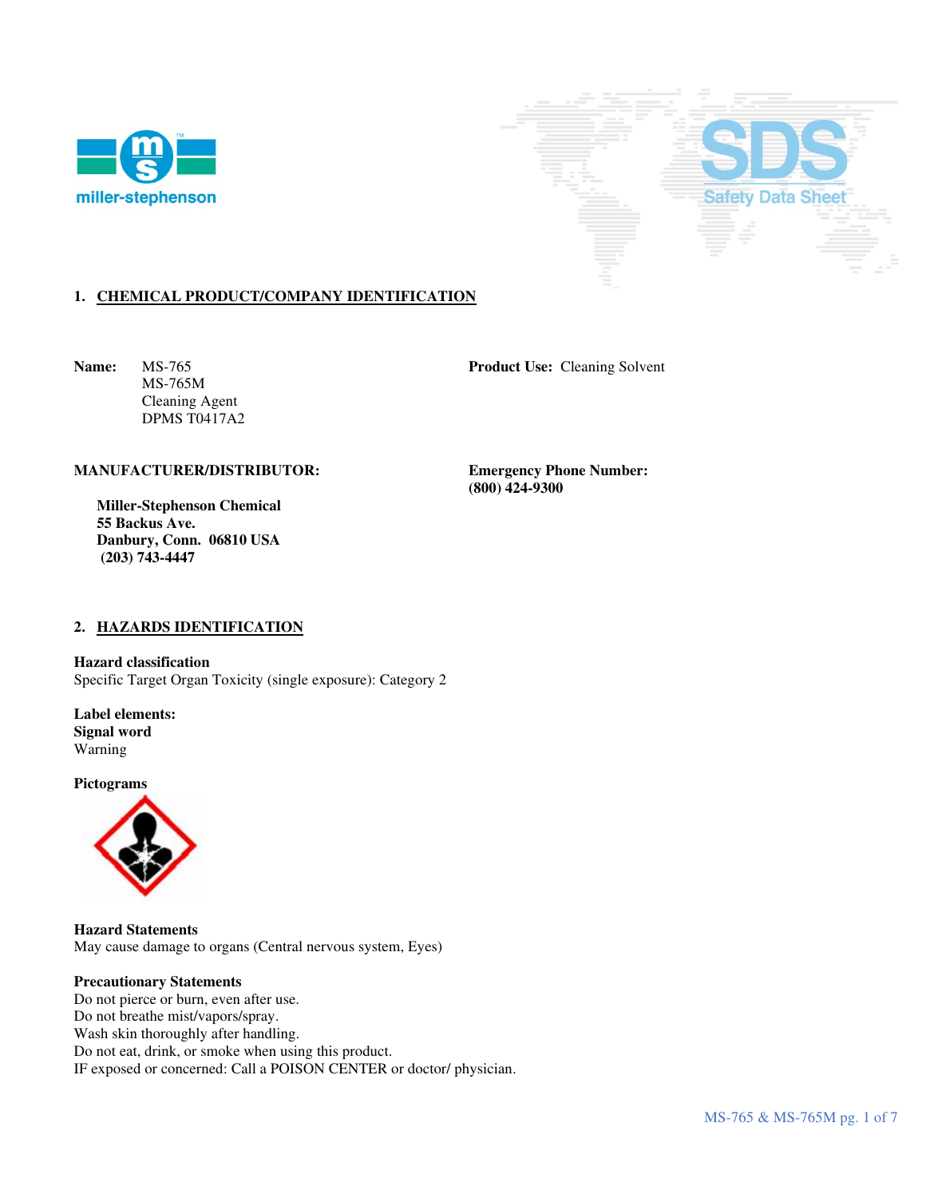## 1. CHEMICAL PRODUCT/COMPANY IDENTIFICATION

**Name:** MS-765
MS-765M
Cleaning Agent
DPMS T0417A2

**Product Use:** Cleaning Solvent

**MANUFACTURER/DISTRIBUTOR:**

**Miller-Stephenson Chemical**
**55 Backus Ave.**
**Danbury, Conn. 06810 USA**
**(203) 743-4447**

**Emergency Phone Number:**
**(800) 424-9300**

## 2. HAZARDS IDENTIFICATION

**Hazard classification**
Specific Target Organ Toxicity (single exposure): Category 2

**Label elements:**
**Signal word**
Warning

**Pictograms**

**Hazard Statements**
May cause damage to organs (Central nervous system, Eyes)

**Precautionary Statements**
Do not pierce or burn, even after use.
Do not breathe mist/vapors/spray.
Wash skin thoroughly after handling.
Do not eat, drink, or smoke when using this product.
IF exposed or concerned: Call a POISON CENTER or doctor/ physician.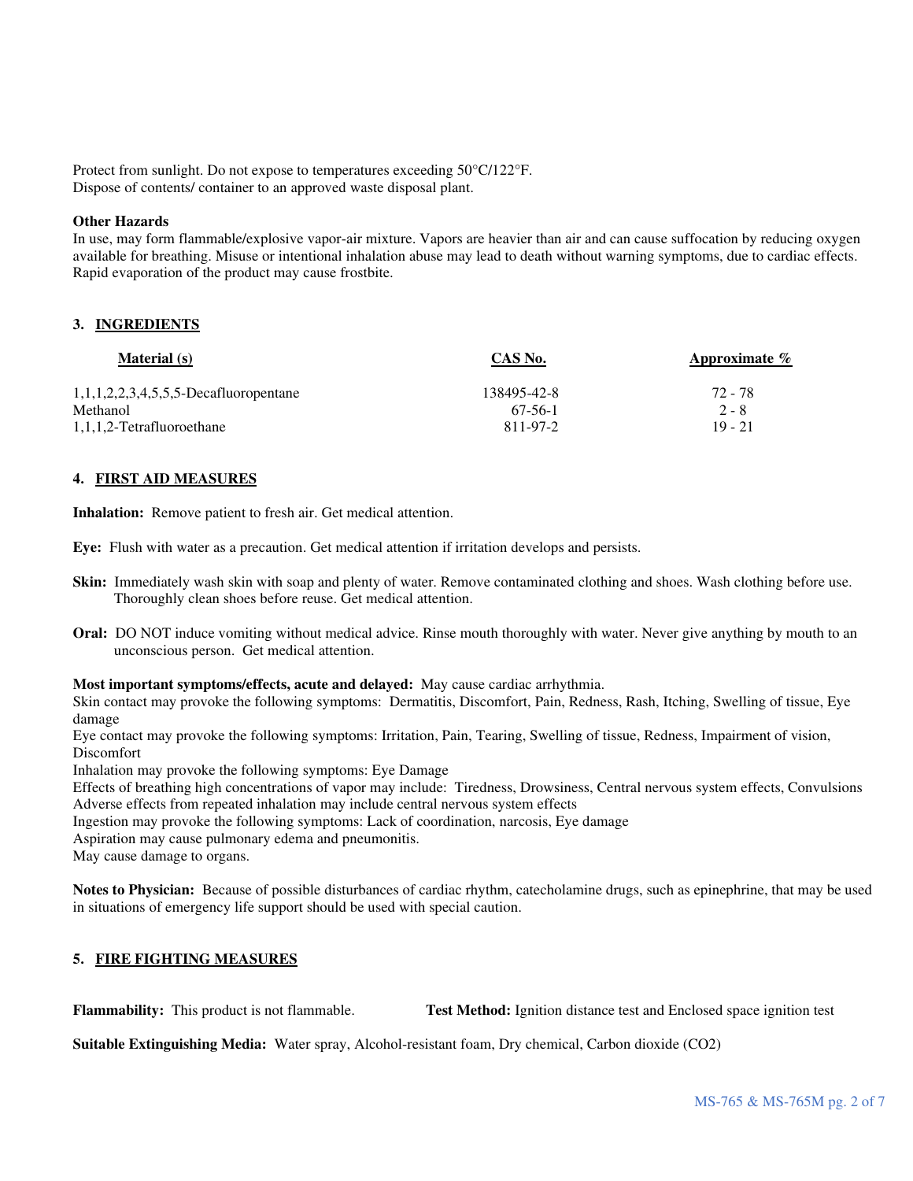Protect from sunlight. Do not expose to temperatures exceeding 50°C/122°F.
Dispose of contents/ container to an approved waste disposal plant.

**Other Hazards**

In use, may form flammable/explosive vapor-air mixture. Vapors are heavier than air and can cause suffocation by reducing oxygen available for breathing. Misuse or intentional inhalation abuse may lead to death without warning symptoms, due to cardiac effects. Rapid evaporation of the product may cause frostbite.

## 3. INGREDIENTS

| Material (s) | CAS No. | Approximate % |
|---|---|---|
| 1,1,1,2,2,3,4,5,5,5-Decafluoropentane | 138495-42-8 | 72 - 78 |
| Methanol | 67-56-1 | 2 - 8 |
| 1,1,1,2-Tetrafluoroethane | 811-97-2 | 19 - 21 |

## 4. FIRST AID MEASURES

**Inhalation:** Remove patient to fresh air. Get medical attention.

**Eye:** Flush with water as a precaution. Get medical attention if irritation develops and persists.

**Skin:** Immediately wash skin with soap and plenty of water. Remove contaminated clothing and shoes. Wash clothing before use. Thoroughly clean shoes before reuse. Get medical attention.

**Oral:** DO NOT induce vomiting without medical advice. Rinse mouth thoroughly with water. Never give anything by mouth to an unconscious person. Get medical attention.

**Most important symptoms/effects, acute and delayed:** May cause cardiac arrhythmia.
Skin contact may provoke the following symptoms: Dermatitis, Discomfort, Pain, Redness, Rash, Itching, Swelling of tissue, Eye damage
Eye contact may provoke the following symptoms: Irritation, Pain, Tearing, Swelling of tissue, Redness, Impairment of vision, Discomfort
Inhalation may provoke the following symptoms: Eye Damage
Effects of breathing high concentrations of vapor may include: Tiredness, Drowsiness, Central nervous system effects, Convulsions
Adverse effects from repeated inhalation may include central nervous system effects
Ingestion may provoke the following symptoms: Lack of coordination, narcosis, Eye damage
Aspiration may cause pulmonary edema and pneumonitis.
May cause damage to organs.

**Notes to Physician:** Because of possible disturbances of cardiac rhythm, catecholamine drugs, such as epinephrine, that may be used in situations of emergency life support should be used with special caution.

## 5. FIRE FIGHTING MEASURES

**Flammability:** This product is not flammable. **Test Method:** Ignition distance test and Enclosed space ignition test

**Suitable Extinguishing Media:** Water spray, Alcohol-resistant foam, Dry chemical, Carbon dioxide ($CO_2$)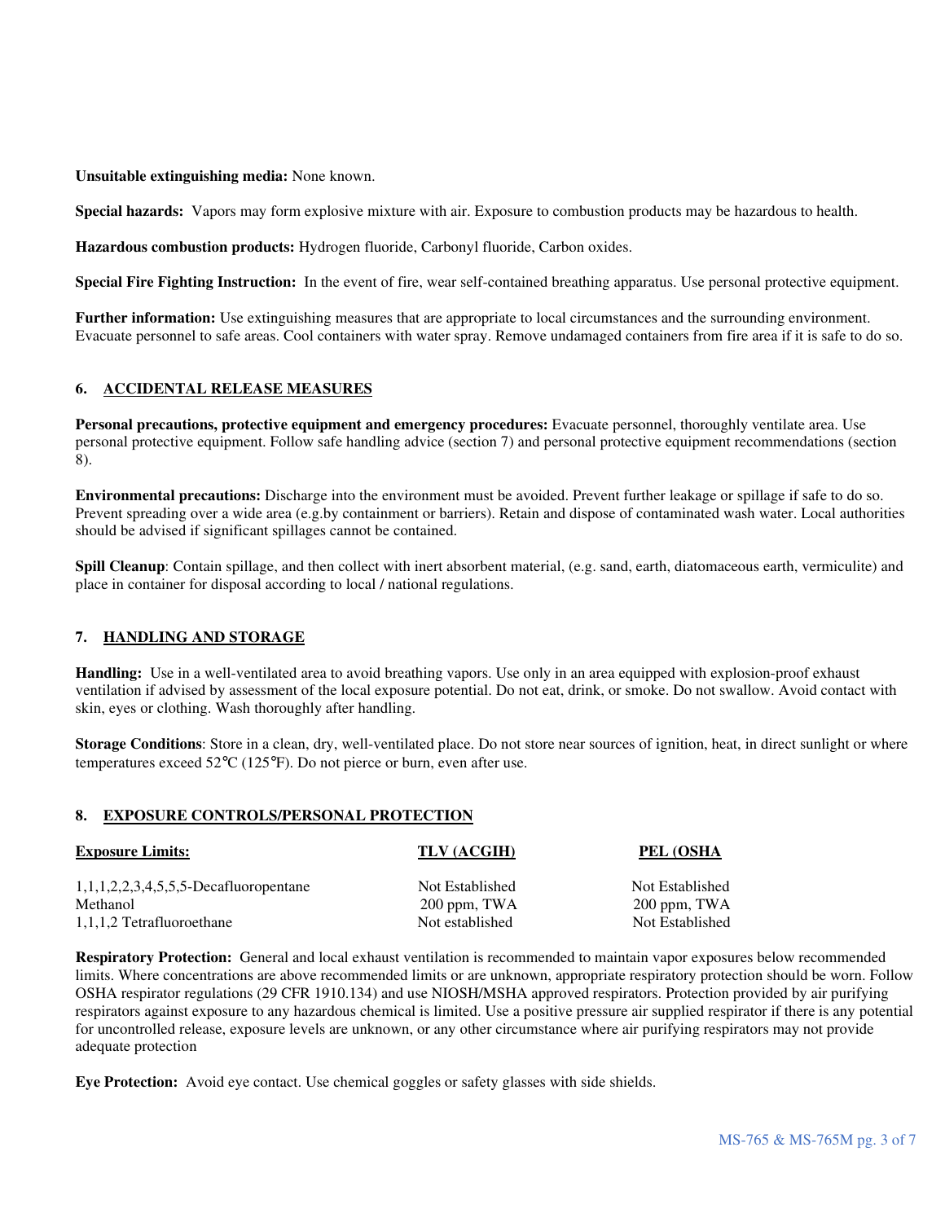**Unsuitable extinguishing media:** None known.

**Special hazards:** Vapors may form explosive mixture with air. Exposure to combustion products may be hazardous to health.

**Hazardous combustion products:** Hydrogen fluoride, Carbonyl fluoride, Carbon oxides.

**Special Fire Fighting Instruction:** In the event of fire, wear self-contained breathing apparatus. Use personal protective equipment.

**Further information:** Use extinguishing measures that are appropriate to local circumstances and the surrounding environment. Evacuate personnel to safe areas. Cool containers with water spray. Remove undamaged containers from fire area if it is safe to do so.

## 6. ACCIDENTAL RELEASE MEASURES

**Personal precautions, protective equipment and emergency procedures:** Evacuate personnel, thoroughly ventilate area. Use personal protective equipment. Follow safe handling advice (section 7) and personal protective equipment recommendations (section 8).

**Environmental precautions:** Discharge into the environment must be avoided. Prevent further leakage or spillage if safe to do so. Prevent spreading over a wide area (e.g.by containment or barriers). Retain and dispose of contaminated wash water. Local authorities should be advised if significant spillages cannot be contained.

**Spill Cleanup**: Contain spillage, and then collect with inert absorbent material, (e.g. sand, earth, diatomaceous earth, vermiculite) and place in container for disposal according to local / national regulations.

## 7. HANDLING AND STORAGE

**Handling:** Use in a well-ventilated area to avoid breathing vapors. Use only in an area equipped with explosion-proof exhaust ventilation if advised by assessment of the local exposure potential. Do not eat, drink, or smoke. Do not swallow. Avoid contact with skin, eyes or clothing. Wash thoroughly after handling.

**Storage Conditions**: Store in a clean, dry, well-ventilated place. Do not store near sources of ignition, heat, in direct sunlight or where temperatures exceed 52℃ (125℉). Do not pierce or burn, even after use.

## 8. EXPOSURE CONTROLS/PERSONAL PROTECTION

| Exposure Limits: | TLV (ACGIH) | PEL (OSHA |
|---|---|---|
| 1,1,1,2,2,3,4,5,5,5-Decafluoropentane | Not Established | Not Established |
| Methanol | 200 ppm, TWA | 200 ppm, TWA |
| 1,1,1,2 Tetrafluoroethane | Not established | Not Established |

**Respiratory Protection:** General and local exhaust ventilation is recommended to maintain vapor exposures below recommended limits. Where concentrations are above recommended limits or are unknown, appropriate respiratory protection should be worn. Follow OSHA respirator regulations (29 CFR 1910.134) and use NIOSH/MSHA approved respirators. Protection provided by air purifying respirators against exposure to any hazardous chemical is limited. Use a positive pressure air supplied respirator if there is any potential for uncontrolled release, exposure levels are unknown, or any other circumstance where air purifying respirators may not provide adequate protection

**Eye Protection:** Avoid eye contact. Use chemical goggles or safety glasses with side shields.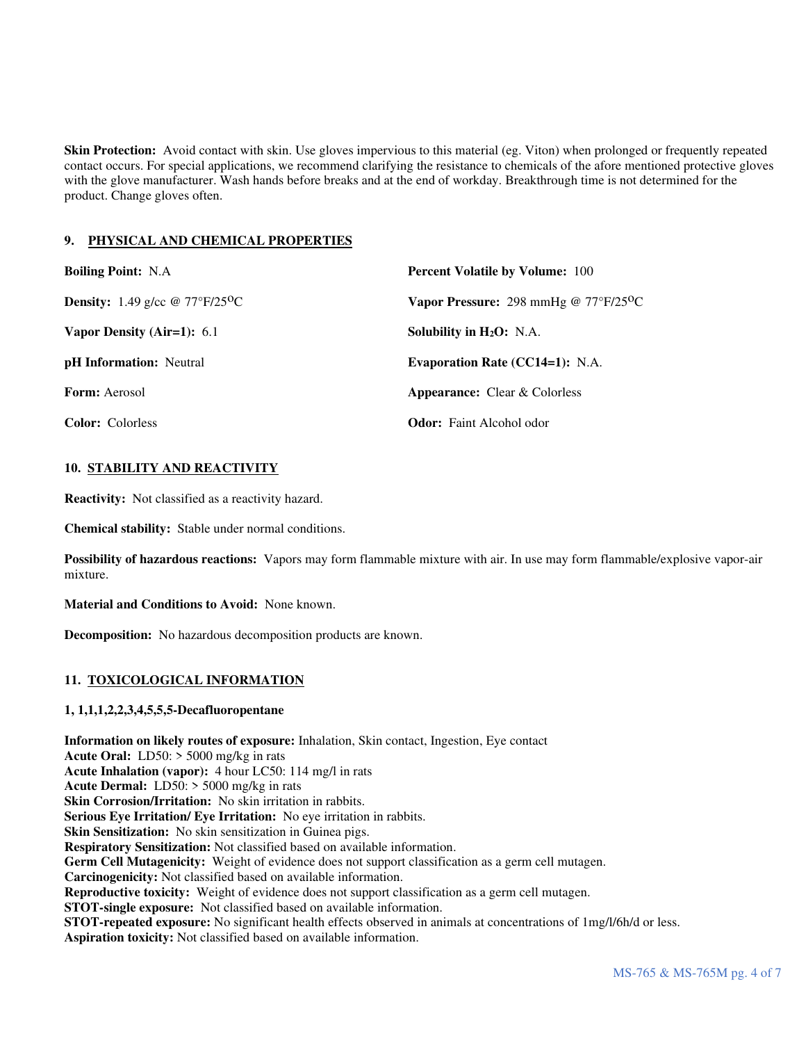**Skin Protection:** Avoid contact with skin. Use gloves impervious to this material (eg. Viton) when prolonged or frequently repeated contact occurs. For special applications, we recommend clarifying the resistance to chemicals of the afore mentioned protective gloves with the glove manufacturer. Wash hands before breaks and at the end of workday. Breakthrough time is not determined for the product. Change gloves often.

## 9. PHYSICAL AND CHEMICAL PROPERTIES

**Boiling Point:** N.A

**Density:** 1.49 g/cc @ 77°F/25$^{O}$C

**Vapor Density (Air=1):** 6.1

**pH Information:** Neutral

**Form:** Aerosol

**Color:** Colorless

**Percent Volatile by Volume:** 100

**Vapor Pressure:** 298 mmHg @ 77°F/25$^{O}$C

**Solubility in $H_2O$:** N.A.

**Evaporation Rate (CC14=1):** N.A.

**Appearance:** Clear & Colorless

**Odor:** Faint Alcohol odor

## 10. STABILITY AND REACTIVITY

**Reactivity:** Not classified as a reactivity hazard.

**Chemical stability:** Stable under normal conditions.

**Possibility of hazardous reactions:** Vapors may form flammable mixture with air. In use may form flammable/explosive vapor-air mixture.

**Material and Conditions to Avoid:** None known.

**Decomposition:** No hazardous decomposition products are known.

## 11. TOXICOLOGICAL INFORMATION

**1, 1,1,1,2,2,3,4,5,5,5-Decafluoropentane**

**Information on likely routes of exposure:** Inhalation, Skin contact, Ingestion, Eye contact
**Acute Oral:** LD50: > 5000 mg/kg in rats
**Acute Inhalation (vapor):** 4 hour LC50: 114 mg/l in rats
**Acute Dermal:** LD50: > 5000 mg/kg in rats
**Skin Corrosion/Irritation:** No skin irritation in rabbits.
**Serious Eye Irritation/ Eye Irritation:** No eye irritation in rabbits.
**Skin Sensitization:** No skin sensitization in Guinea pigs.
**Respiratory Sensitization:** Not classified based on available information.
**Germ Cell Mutagenicity:** Weight of evidence does not support classification as a germ cell mutagen.
**Carcinogenicity:** Not classified based on available information.
**Reproductive toxicity:** Weight of evidence does not support classification as a germ cell mutagen.
**STOT-single exposure:** Not classified based on available information.
**STOT-repeated exposure:** No significant health effects observed in animals at concentrations of 1mg/l/6h/d or less.
**Aspiration toxicity:** Not classified based on available information.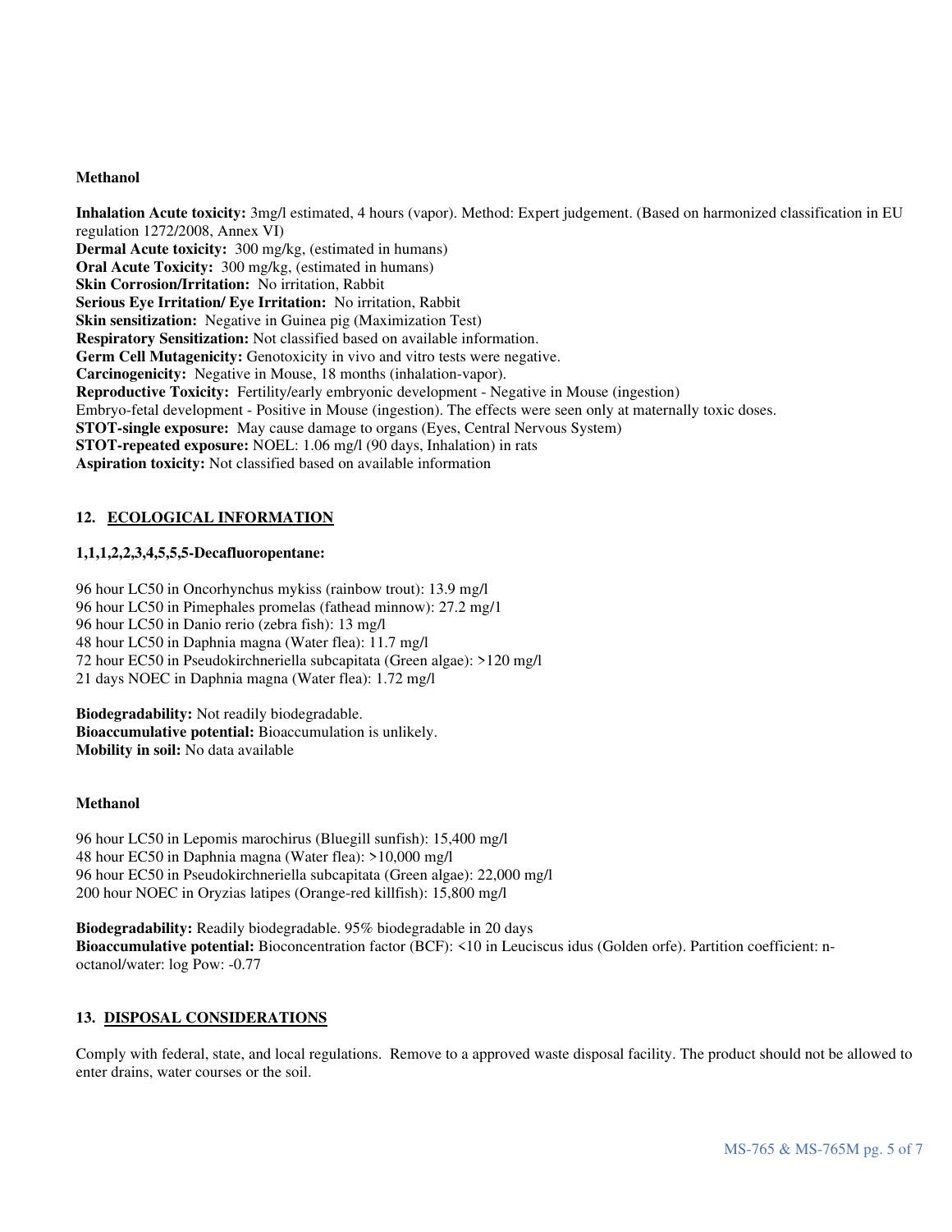**Methanol**

**Inhalation Acute toxicity:** 3mg/l estimated, 4 hours (vapor). Method: Expert judgement. (Based on harmonized classification in EU regulation 1272/2008, Annex VI)
**Dermal Acute toxicity:** 300 mg/kg, (estimated in humans)
**Oral Acute Toxicity:** 300 mg/kg, (estimated in humans)
**Skin Corrosion/Irritation:** No irritation, Rabbit
**Serious Eye Irritation/ Eye Irritation:** No irritation, Rabbit
**Skin sensitization:** Negative in Guinea pig (Maximization Test)
**Respiratory Sensitization:** Not classified based on available information.
**Germ Cell Mutagenicity:** Genotoxicity in vivo and vitro tests were negative.
**Carcinogenicity:** Negative in Mouse, 18 months (inhalation-vapor).
**Reproductive Toxicity:** Fertility/early embryonic development - Negative in Mouse (ingestion)
Embryo-fetal development - Positive in Mouse (ingestion). The effects were seen only at maternally toxic doses.
**STOT-single exposure:** May cause damage to organs (Eyes, Central Nervous System)
**STOT-repeated exposure:** NOEL: 1.06 mg/l (90 days, Inhalation) in rats
**Aspiration toxicity:** Not classified based on available information

## 12. ECOLOGICAL INFORMATION

**1,1,1,2,2,3,4,5,5,5-Decafluoropentane:**

96 hour LC50 in Oncorhynchus mykiss (rainbow trout): 13.9 mg/l
96 hour LC50 in Pimephales promelas (fathead minnow): 27.2 mg/l
96 hour LC50 in Danio rerio (zebra fish): 13 mg/l
48 hour LC50 in Daphnia magna (Water flea): 11.7 mg/l
72 hour EC50 in Pseudokirchneriella subcapitata (Green algae): >120 mg/l
21 days NOEC in Daphnia magna (Water flea): 1.72 mg/l

**Biodegradability:** Not readily biodegradable.
**Bioaccumulative potential:** Bioaccumulation is unlikely.
**Mobility in soil:** No data available

**Methanol**

96 hour LC50 in Lepomis marochirus (Bluegill sunfish): 15,400 mg/l
48 hour EC50 in Daphnia magna (Water flea): >10,000 mg/l
96 hour EC50 in Pseudokirchneriella subcapitata (Green algae): 22,000 mg/l
200 hour NOEC in Oryzias latipes (Orange-red killfish): 15,800 mg/l

**Biodegradability:** Readily biodegradable. 95% biodegradable in 20 days
**Bioaccumulative potential:** Bioconcentration factor (BCF): <10 in Leuciscus idus (Golden orfe). Partition coefficient: n-octanol/water: log Pow: -0.77

## 13. DISPOSAL CONSIDERATIONS

Comply with federal, state, and local regulations. Remove to a approved waste disposal facility. The product should not be allowed to enter drains, water courses or the soil.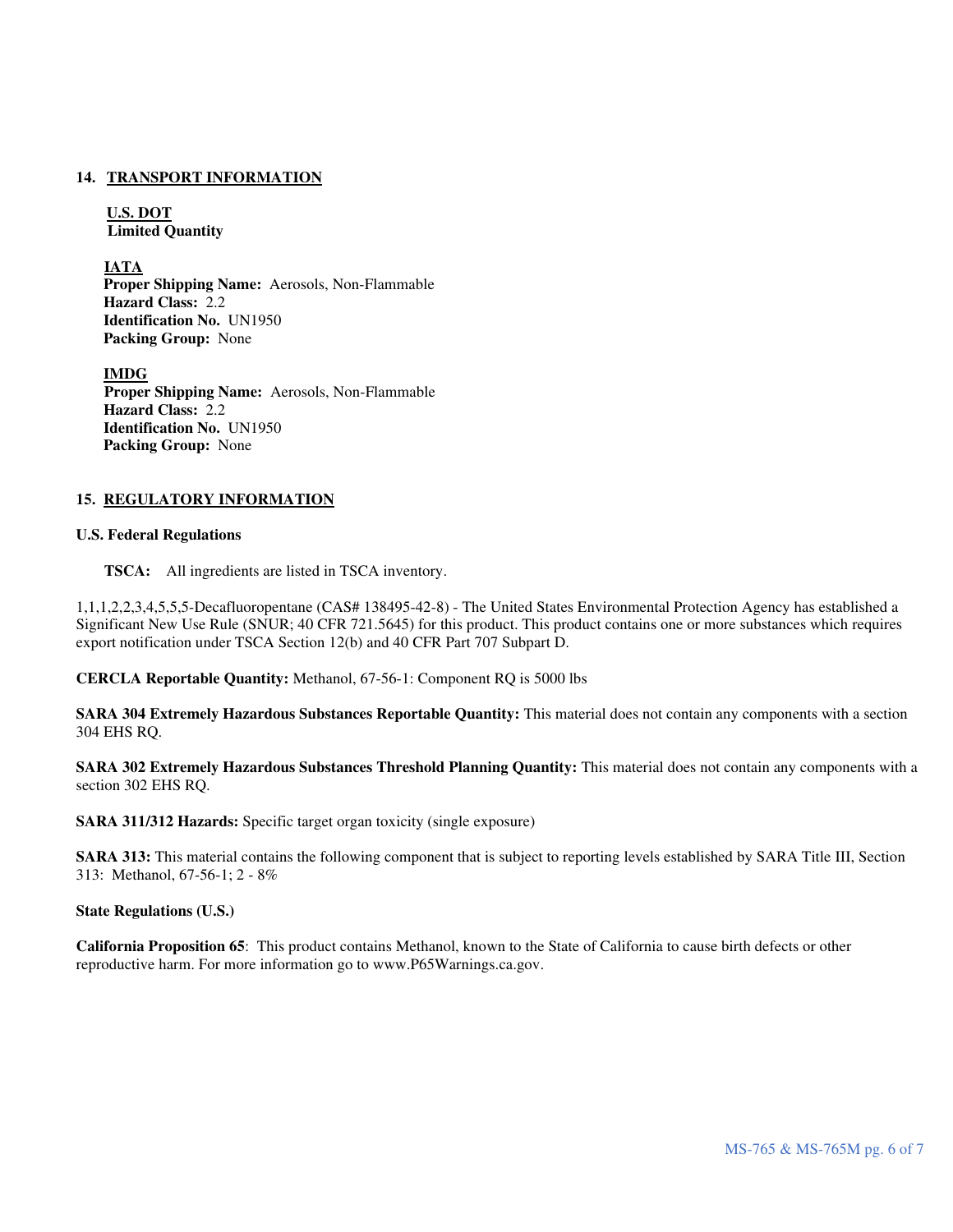## 14. TRANSPORT INFORMATION

**U.S. DOT**
**Limited Quantity**

**IATA**
**Proper Shipping Name:** Aerosols, Non-Flammable
**Hazard Class:** 2.2
**Identification No.** UN1950
**Packing Group:** None

**IMDG**
**Proper Shipping Name:** Aerosols, Non-Flammable
**Hazard Class:** 2.2
**Identification No.** UN1950
**Packing Group:** None

## 15. REGULATORY INFORMATION

**U.S. Federal Regulations**

**TSCA:** All ingredients are listed in TSCA inventory.

1,1,1,2,2,3,4,5,5,5-Decafluoropentane (CAS# 138495-42-8) - The United States Environmental Protection Agency has established a Significant New Use Rule (SNUR; 40 CFR 721.5645) for this product. This product contains one or more substances which requires export notification under TSCA Section 12(b) and 40 CFR Part 707 Subpart D.

**CERCLA Reportable Quantity:** Methanol, 67-56-1: Component RQ is 5000 lbs

**SARA 304 Extremely Hazardous Substances Reportable Quantity:** This material does not contain any components with a section 304 EHS RQ.

**SARA 302 Extremely Hazardous Substances Threshold Planning Quantity:** This material does not contain any components with a section 302 EHS RQ.

**SARA 311/312 Hazards:** Specific target organ toxicity (single exposure)

**SARA 313:** This material contains the following component that is subject to reporting levels established by SARA Title III, Section 313: Methanol, 67-56-1; 2 - 8%

**State Regulations (U.S.)**

**California Proposition 65**: This product contains Methanol, known to the State of California to cause birth defects or other reproductive harm. For more information go to www.P65Warnings.ca.gov.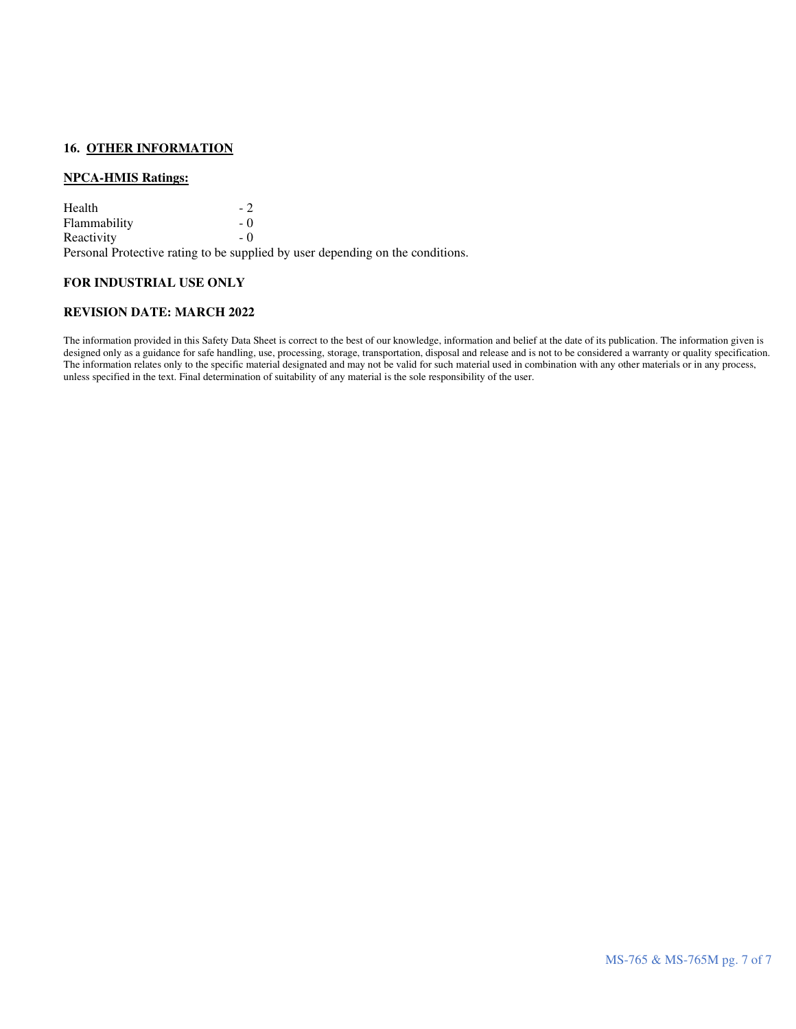## 16. OTHER INFORMATION

**NPCA-HMIS Ratings:**

| | |
|---|---|
| Health | - 2 |
| Flammability | - 0 |
| Reactivity | - 0 |

Personal Protective rating to be supplied by user depending on the conditions.

**FOR INDUSTRIAL USE ONLY**

**REVISION DATE: MARCH 2022**

The information provided in this Safety Data Sheet is correct to the best of our knowledge, information and belief at the date of its publication. The information given is designed only as a guidance for safe handling, use, processing, storage, transportation, disposal and release and is not to be considered a warranty or quality specification. The information relates only to the specific material designated and may not be valid for such material used in combination with any other materials or in any process, unless specified in the text. Final determination of suitability of any material is the sole responsibility of the user.